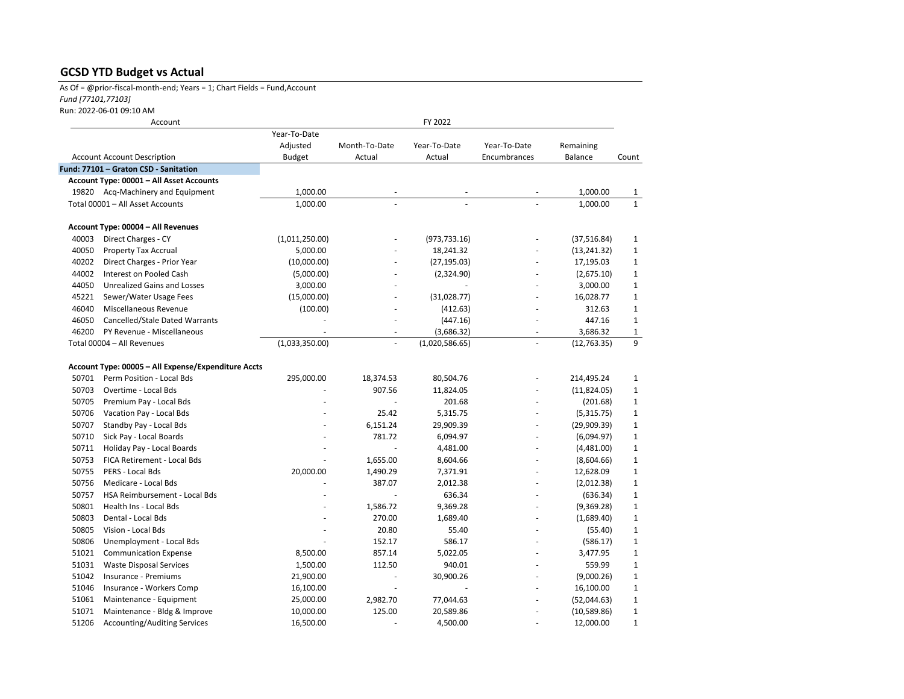# GCSD YTD Budget vs Actual

As Of = @prior-fiscal-month-end; Years = 1; Chart Fields = Fund,Account

*Fund [77101,77103]*

Run: 2022-06-01 09:10 AM

| Account | Account Account Description | FY 2022 Year-To-Date Adjusted Budget | Month-To-Date Actual | Year-To-Date Actual | Year-To-Date Encumbrances | Remaining Balance | Count |
|---|---|---|---|---|---|---|---|
| **Fund: 77101 – Graton CSD - Sanitation** | | | | | | | |
| **Account Type: 00001 – All Asset Accounts** | | | | | | | |
| 19820 | Acq-Machinery and Equipment | 1,000.00 | - | - | - | 1,000.00 | 1 |
| Total 00001 – All Asset Accounts | | 1,000.00 | - | - | - | 1,000.00 | 1 |
| **Account Type: 00004 – All Revenues** | | | | | | | |
| 40003 | Direct Charges - CY | (1,011,250.00) | - | (973,733.16) | - | (37,516.84) | 1 |
| 40050 | Property Tax Accrual | 5,000.00 | - | 18,241.32 | - | (13,241.32) | 1 |
| 40202 | Direct Charges - Prior Year | (10,000.00) | - | (27,195.03) | - | 17,195.03 | 1 |
| 44002 | Interest on Pooled Cash | (5,000.00) | - | (2,324.90) | - | (2,675.10) | 1 |
| 44050 | Unrealized Gains and Losses | 3,000.00 | - | - | - | 3,000.00 | 1 |
| 45221 | Sewer/Water Usage Fees | (15,000.00) | - | (31,028.77) | - | 16,028.77 | 1 |
| 46040 | Miscellaneous Revenue | (100.00) | - | (412.63) | - | 312.63 | 1 |
| 46050 | Cancelled/Stale Dated Warrants | - | - | (447.16) | - | 447.16 | 1 |
| 46200 | PY Revenue - Miscellaneous | - | - | (3,686.32) | - | 3,686.32 | 1 |
| Total 00004 – All Revenues | | (1,033,350.00) | - | (1,020,586.65) | - | (12,763.35) | 9 |
| **Account Type: 00005 – All Expense/Expenditure Accts** | | | | | | | |
| 50701 | Perm Position - Local Bds | 295,000.00 | 18,374.53 | 80,504.76 | - | 214,495.24 | 1 |
| 50703 | Overtime - Local Bds | - | 907.56 | 11,824.05 | - | (11,824.05) | 1 |
| 50705 | Premium Pay - Local Bds | - | - | 201.68 | - | (201.68) | 1 |
| 50706 | Vacation Pay - Local Bds | - | 25.42 | 5,315.75 | - | (5,315.75) | 1 |
| 50707 | Standby Pay - Local Bds | - | 6,151.24 | 29,909.39 | - | (29,909.39) | 1 |
| 50710 | Sick Pay - Local Boards | - | 781.72 | 6,094.97 | - | (6,094.97) | 1 |
| 50711 | Holiday Pay - Local Boards | - | - | 4,481.00 | - | (4,481.00) | 1 |
| 50753 | FICA Retirement - Local Bds | - | 1,655.00 | 8,604.66 | - | (8,604.66) | 1 |
| 50755 | PERS - Local Bds | 20,000.00 | 1,490.29 | 7,371.91 | - | 12,628.09 | 1 |
| 50756 | Medicare - Local Bds | - | 387.07 | 2,012.38 | - | (2,012.38) | 1 |
| 50757 | HSA Reimbursement - Local Bds | - | - | 636.34 | - | (636.34) | 1 |
| 50801 | Health Ins - Local Bds | - | 1,586.72 | 9,369.28 | - | (9,369.28) | 1 |
| 50803 | Dental - Local Bds | - | 270.00 | 1,689.40 | - | (1,689.40) | 1 |
| 50805 | Vision - Local Bds | - | 20.80 | 55.40 | - | (55.40) | 1 |
| 50806 | Unemployment - Local Bds | - | 152.17 | 586.17 | - | (586.17) | 1 |
| 51021 | Communication Expense | 8,500.00 | 857.14 | 5,022.05 | - | 3,477.95 | 1 |
| 51031 | Waste Disposal Services | 1,500.00 | 112.50 | 940.01 | - | 559.99 | 1 |
| 51042 | Insurance - Premiums | 21,900.00 | - | 30,900.26 | - | (9,000.26) | 1 |
| 51046 | Insurance - Workers Comp | 16,100.00 | - | - | - | 16,100.00 | 1 |
| 51061 | Maintenance - Equipment | 25,000.00 | 2,982.70 | 77,044.63 | - | (52,044.63) | 1 |
| 51071 | Maintenance - Bldg & Improve | 10,000.00 | 125.00 | 20,589.86 | - | (10,589.86) | 1 |
| 51206 | Accounting/Auditing Services | 16,500.00 | - | 4,500.00 | - | 12,000.00 | 1 |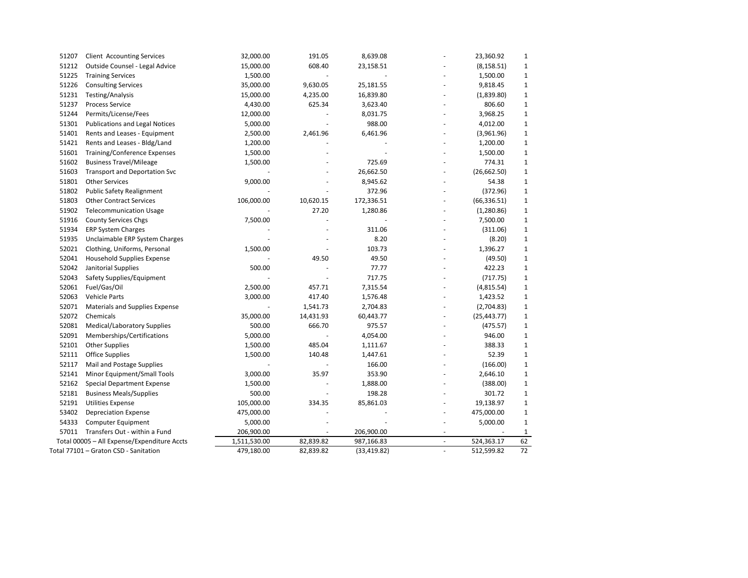| | | | | | | | |
|---|---|---|---|---|---|---|---|
| 51207 | Client Accounting Services | 32,000.00 | 191.05 | 8,639.08 | - | 23,360.92 | 1 |
| 51212 | Outside Counsel - Legal Advice | 15,000.00 | 608.40 | 23,158.51 | - | (8,158.51) | 1 |
| 51225 | Training Services | 1,500.00 | - | - | - | 1,500.00 | 1 |
| 51226 | Consulting Services | 35,000.00 | 9,630.05 | 25,181.55 | - | 9,818.45 | 1 |
| 51231 | Testing/Analysis | 15,000.00 | 4,235.00 | 16,839.80 | - | (1,839.80) | 1 |
| 51237 | Process Service | 4,430.00 | 625.34 | 3,623.40 | - | 806.60 | 1 |
| 51244 | Permits/License/Fees | 12,000.00 | - | 8,031.75 | - | 3,968.25 | 1 |
| 51301 | Publications and Legal Notices | 5,000.00 | - | 988.00 | - | 4,012.00 | 1 |
| 51401 | Rents and Leases - Equipment | 2,500.00 | 2,461.96 | 6,461.96 | - | (3,961.96) | 1 |
| 51421 | Rents and Leases - Bldg/Land | 1,200.00 | - | - | - | 1,200.00 | 1 |
| 51601 | Training/Conference Expenses | 1,500.00 | - | - | - | 1,500.00 | 1 |
| 51602 | Business Travel/Mileage | 1,500.00 | - | 725.69 | - | 774.31 | 1 |
| 51603 | Transport and Deportation Svc | - | - | 26,662.50 | - | (26,662.50) | 1 |
| 51801 | Other Services | 9,000.00 | - | 8,945.62 | - | 54.38 | 1 |
| 51802 | Public Safety Realignment | - | - | 372.96 | - | (372.96) | 1 |
| 51803 | Other Contract Services | 106,000.00 | 10,620.15 | 172,336.51 | - | (66,336.51) | 1 |
| 51902 | Telecommunication Usage | - | 27.20 | 1,280.86 | - | (1,280.86) | 1 |
| 51916 | County Services Chgs | 7,500.00 | - | - | - | 7,500.00 | 1 |
| 51934 | ERP System Charges | - | - | 311.06 | - | (311.06) | 1 |
| 51935 | Unclaimable ERP System Charges | - | - | 8.20 | - | (8.20) | 1 |
| 52021 | Clothing, Uniforms, Personal | 1,500.00 | - | 103.73 | - | 1,396.27 | 1 |
| 52041 | Household Supplies Expense | - | 49.50 | 49.50 | - | (49.50) | 1 |
| 52042 | Janitorial Supplies | 500.00 | - | 77.77 | - | 422.23 | 1 |
| 52043 | Safety Supplies/Equipment | - | - | 717.75 | - | (717.75) | 1 |
| 52061 | Fuel/Gas/Oil | 2,500.00 | 457.71 | 7,315.54 | - | (4,815.54) | 1 |
| 52063 | Vehicle Parts | 3,000.00 | 417.40 | 1,576.48 | - | 1,423.52 | 1 |
| 52071 | Materials and Supplies Expense | - | 1,541.73 | 2,704.83 | - | (2,704.83) | 1 |
| 52072 | Chemicals | 35,000.00 | 14,431.93 | 60,443.77 | - | (25,443.77) | 1 |
| 52081 | Medical/Laboratory Supplies | 500.00 | 666.70 | 975.57 | - | (475.57) | 1 |
| 52091 | Memberships/Certifications | 5,000.00 | - | 4,054.00 | - | 946.00 | 1 |
| 52101 | Other Supplies | 1,500.00 | 485.04 | 1,111.67 | - | 388.33 | 1 |
| 52111 | Office Supplies | 1,500.00 | 140.48 | 1,447.61 | - | 52.39 | 1 |
| 52117 | Mail and Postage Supplies | - | - | 166.00 | - | (166.00) | 1 |
| 52141 | Minor Equipment/Small Tools | 3,000.00 | 35.97 | 353.90 | - | 2,646.10 | 1 |
| 52162 | Special Department Expense | 1,500.00 | - | 1,888.00 | - | (388.00) | 1 |
| 52181 | Business Meals/Supplies | 500.00 | - | 198.28 | - | 301.72 | 1 |
| 52191 | Utilities Expense | 105,000.00 | 334.35 | 85,861.03 | - | 19,138.97 | 1 |
| 53402 | Depreciation Expense | 475,000.00 | - | - | - | 475,000.00 | 1 |
| 54333 | Computer Equipment | 5,000.00 | - | - | - | 5,000.00 | 1 |
| 57011 | Transfers Out - within a Fund | 206,900.00 | - | 206,900.00 | - | - | 1 |
| Total 00005 – All Expense/Expenditure Accts | | 1,511,530.00 | 82,839.82 | 987,166.83 | - | 524,363.17 | 62 |
| Total 77101 – Graton CSD - Sanitation | | 479,180.00 | 82,839.82 | (33,419.82) | - | 512,599.82 | 72 |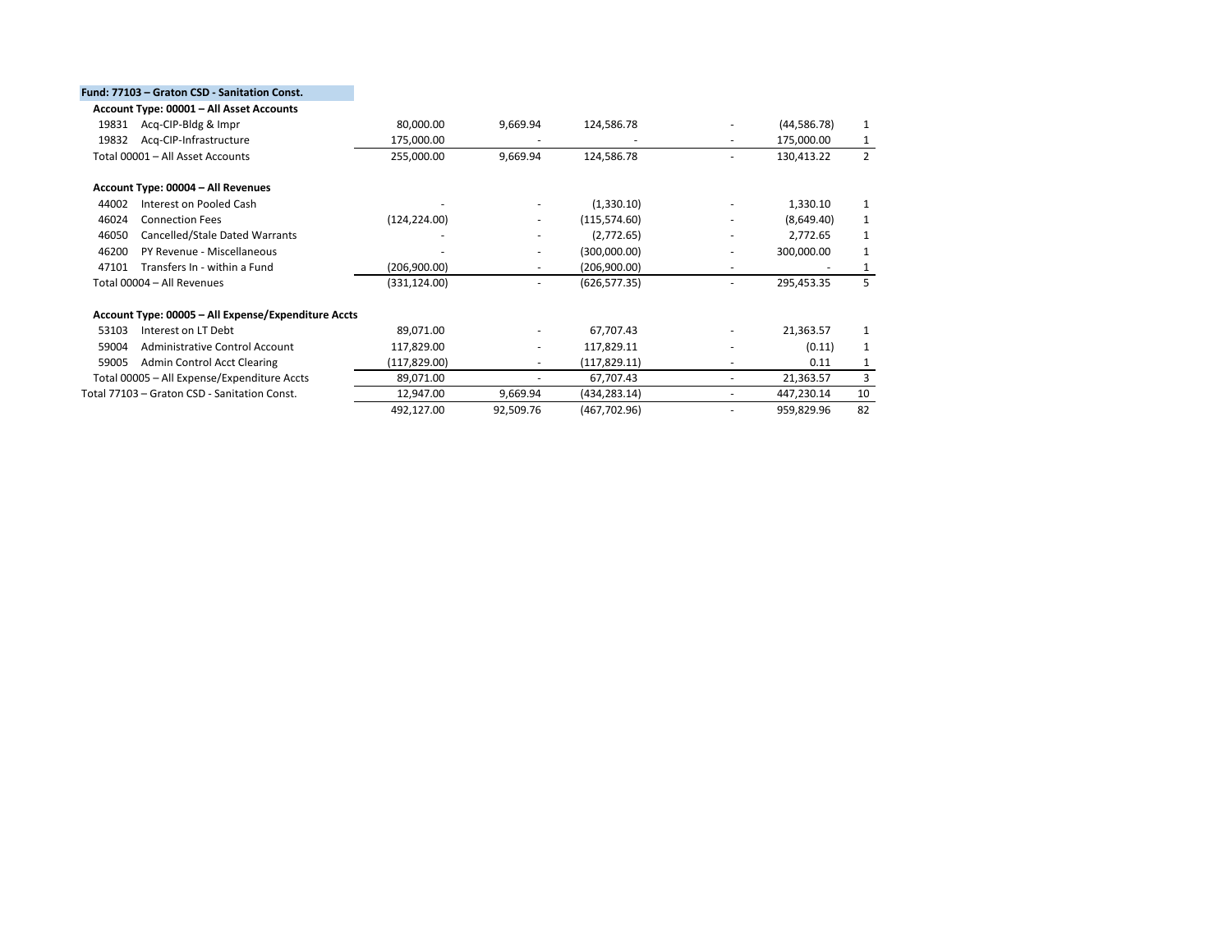**Fund: 77103 – Graton CSD - Sanitation Const.**

| | | | | | | | |
|---|---|---|---|---|---|---|---|
| **Account Type: 00001 – All Asset Accounts** | | | | | | | |
| 19831 | Acq-CIP-Bldg & Impr | 80,000.00 | 9,669.94 | 124,586.78 | - | (44,586.78) | 1 |
| 19832 | Acq-CIP-Infrastructure | 175,000.00 | - | - | - | 175,000.00 | 1 |
| Total 00001 – All Asset Accounts | | 255,000.00 | 9,669.94 | 124,586.78 | - | 130,413.22 | 2 |
| **Account Type: 00004 – All Revenues** | | | | | | | |
| 44002 | Interest on Pooled Cash | - | - | (1,330.10) | - | 1,330.10 | 1 |
| 46024 | Connection Fees | (124,224.00) | - | (115,574.60) | - | (8,649.40) | 1 |
| 46050 | Cancelled/Stale Dated Warrants | - | - | (2,772.65) | - | 2,772.65 | 1 |
| 46200 | PY Revenue - Miscellaneous | - | - | (300,000.00) | - | 300,000.00 | 1 |
| 47101 | Transfers In - within a Fund | (206,900.00) | - | (206,900.00) | - | - | 1 |
| Total 00004 – All Revenues | | (331,124.00) | - | (626,577.35) | - | 295,453.35 | 5 |
| **Account Type: 00005 – All Expense/Expenditure Accts** | | | | | | | |
| 53103 | Interest on LT Debt | 89,071.00 | - | 67,707.43 | - | 21,363.57 | 1 |
| 59004 | Administrative Control Account | 117,829.00 | - | 117,829.11 | - | (0.11) | 1 |
| 59005 | Admin Control Acct Clearing | (117,829.00) | - | (117,829.11) | - | 0.11 | 1 |
| Total 00005 – All Expense/Expenditure Accts | | 89,071.00 | - | 67,707.43 | - | 21,363.57 | 3 |
| Total 77103 – Graton CSD - Sanitation Const. | | 12,947.00 | 9,669.94 | (434,283.14) | - | 447,230.14 | 10 |
| | | 492,127.00 | 92,509.76 | (467,702.96) | - | 959,829.96 | 82 |